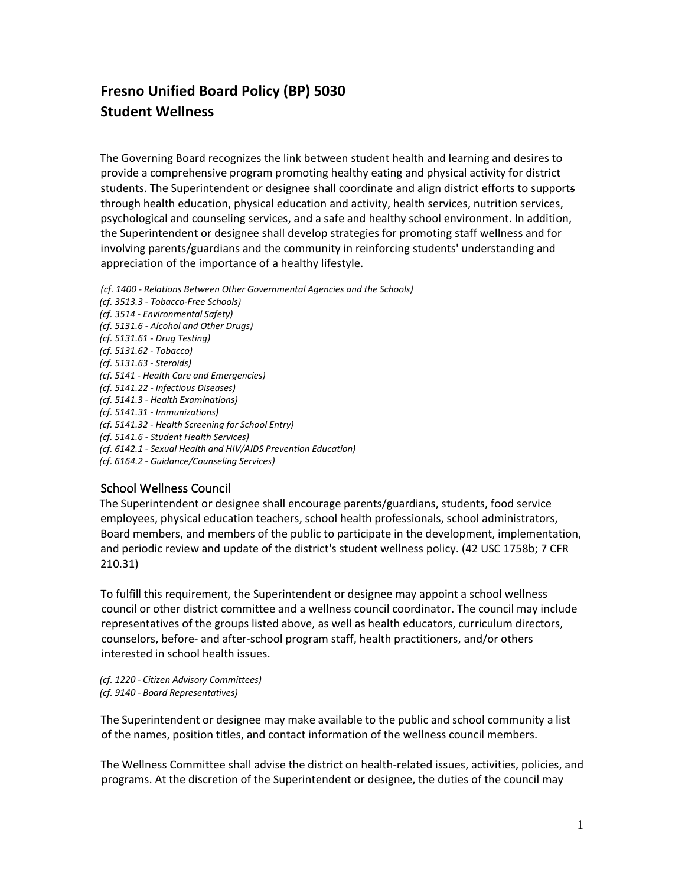# Fresno Unified Board Policy (BP) 5030
# Student Wellness

The Governing Board recognizes the link between student health and learning and desires to provide a comprehensive program promoting healthy eating and physical activity for district students. The Superintendent or designee shall coordinate and align district efforts to supports through health education, physical education and activity, health services, nutrition services, psychological and counseling services, and a safe and healthy school environment. In addition, the Superintendent or designee shall develop strategies for promoting staff wellness and for involving parents/guardians and the community in reinforcing students' understanding and appreciation of the importance of a healthy lifestyle.

*(cf. 1400 - Relations Between Other Governmental Agencies and the Schools)*
*(cf. 3513.3 - Tobacco-Free Schools)*
*(cf. 3514 - Environmental Safety)*
*(cf. 5131.6 - Alcohol and Other Drugs)*
*(cf. 5131.61 - Drug Testing)*
*(cf. 5131.62 - Tobacco)*
*(cf. 5131.63 - Steroids)*
*(cf. 5141 - Health Care and Emergencies)*
*(cf. 5141.22 - Infectious Diseases)*
*(cf. 5141.3 - Health Examinations)*
*(cf. 5141.31 - Immunizations)*
*(cf. 5141.32 - Health Screening for School Entry)*
*(cf. 5141.6 - Student Health Services)*
*(cf. 6142.1 - Sexual Health and HIV/AIDS Prevention Education)*
*(cf. 6164.2 - Guidance/Counseling Services)*

## School Wellness Council

The Superintendent or designee shall encourage parents/guardians, students, food service employees, physical education teachers, school health professionals, school administrators, Board members, and members of the public to participate in the development, implementation, and periodic review and update of the district's student wellness policy. (42 USC 1758b; 7 CFR 210.31)

To fulfill this requirement, the Superintendent or designee may appoint a school wellness council or other district committee and a wellness council coordinator. The council may include representatives of the groups listed above, as well as health educators, curriculum directors, counselors, before- and after-school program staff, health practitioners, and/or others interested in school health issues.

*(cf. 1220 - Citizen Advisory Committees)*
*(cf. 9140 - Board Representatives)*

The Superintendent or designee may make available to the public and school community a list of the names, position titles, and contact information of the wellness council members.

The Wellness Committee shall advise the district on health-related issues, activities, policies, and programs. At the discretion of the Superintendent or designee, the duties of the council may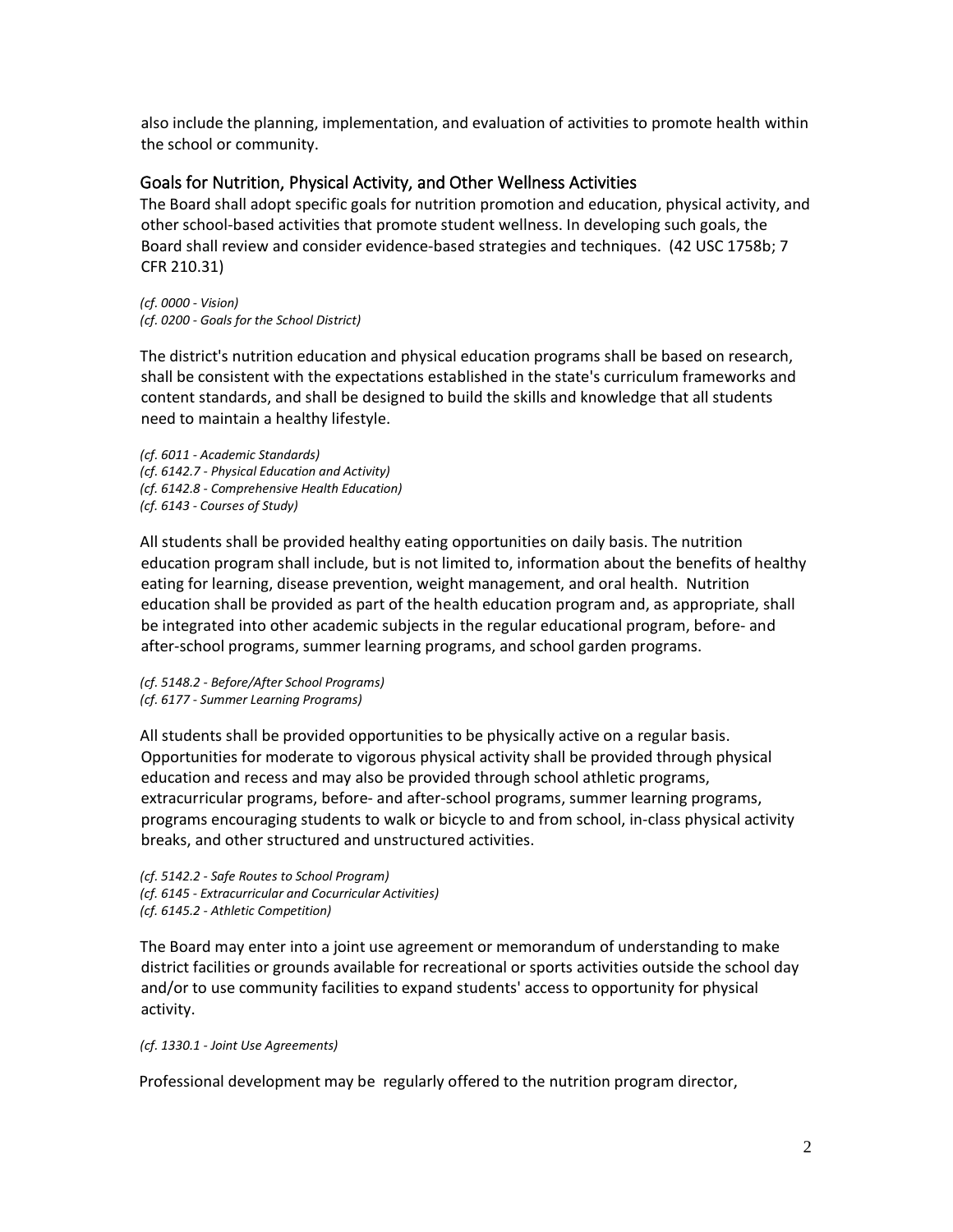also include the planning, implementation, and evaluation of activities to promote health within the school or community.

## Goals for Nutrition, Physical Activity, and Other Wellness Activities

The Board shall adopt specific goals for nutrition promotion and education, physical activity, and other school-based activities that promote student wellness. In developing such goals, the Board shall review and consider evidence-based strategies and techniques. (42 USC 1758b; 7 CFR 210.31)

*(cf. 0000 - Vision)*
*(cf. 0200 - Goals for the School District)*

The district's nutrition education and physical education programs shall be based on research, shall be consistent with the expectations established in the state's curriculum frameworks and content standards, and shall be designed to build the skills and knowledge that all students need to maintain a healthy lifestyle.

*(cf. 6011 - Academic Standards)*
*(cf. 6142.7 - Physical Education and Activity)*
*(cf. 6142.8 - Comprehensive Health Education)*
*(cf. 6143 - Courses of Study)*

All students shall be provided healthy eating opportunities on daily basis. The nutrition education program shall include, but is not limited to, information about the benefits of healthy eating for learning, disease prevention, weight management, and oral health. Nutrition education shall be provided as part of the health education program and, as appropriate, shall be integrated into other academic subjects in the regular educational program, before- and after-school programs, summer learning programs, and school garden programs.

*(cf. 5148.2 - Before/After School Programs)*
*(cf. 6177 - Summer Learning Programs)*

All students shall be provided opportunities to be physically active on a regular basis. Opportunities for moderate to vigorous physical activity shall be provided through physical education and recess and may also be provided through school athletic programs, extracurricular programs, before- and after-school programs, summer learning programs, programs encouraging students to walk or bicycle to and from school, in-class physical activity breaks, and other structured and unstructured activities.

*(cf. 5142.2 - Safe Routes to School Program)*
*(cf. 6145 - Extracurricular and Cocurricular Activities)*
*(cf. 6145.2 - Athletic Competition)*

The Board may enter into a joint use agreement or memorandum of understanding to make district facilities or grounds available for recreational or sports activities outside the school day and/or to use community facilities to expand students' access to opportunity for physical activity.

*(cf. 1330.1 - Joint Use Agreements)*

Professional development may be regularly offered to the nutrition program director,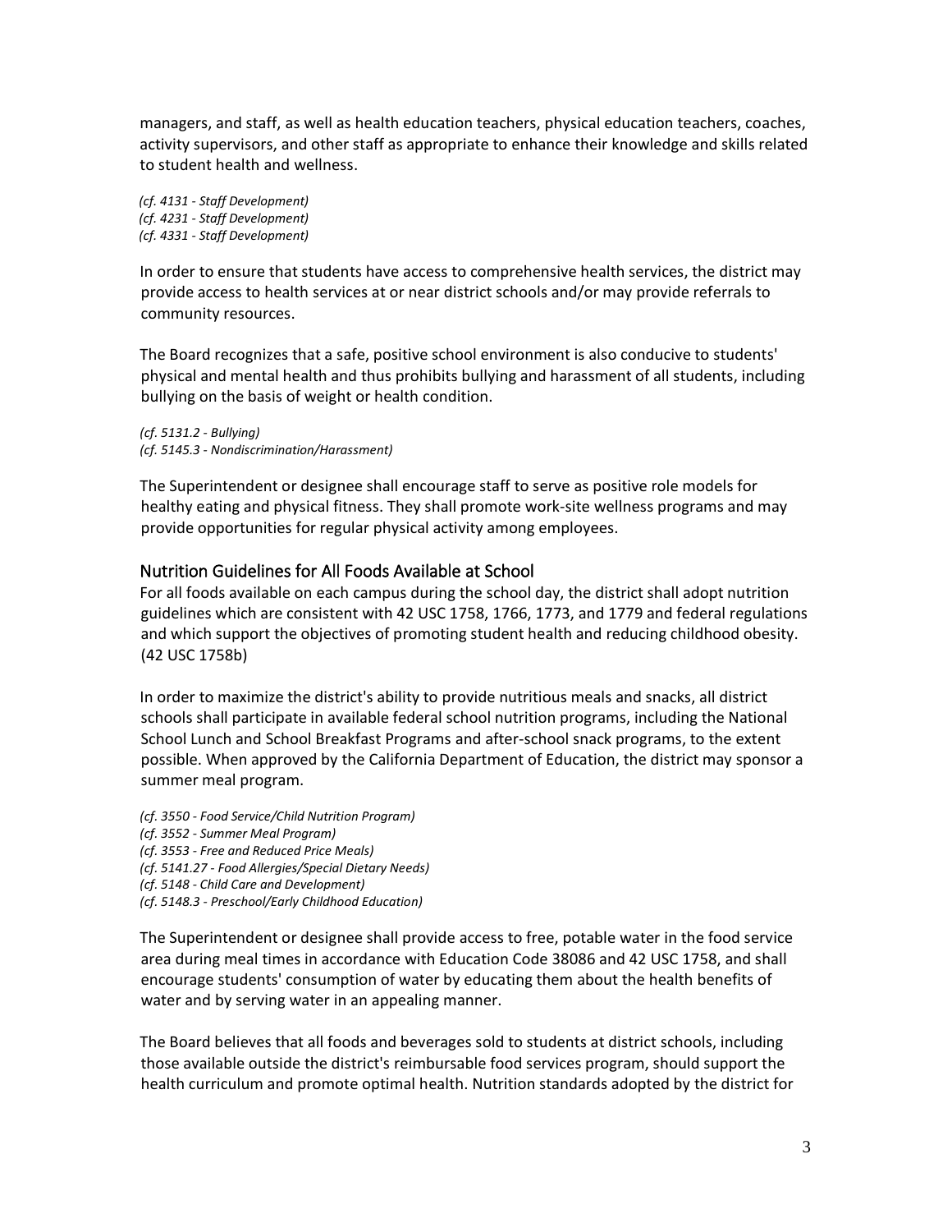managers, and staff, as well as health education teachers, physical education teachers, coaches, activity supervisors, and other staff as appropriate to enhance their knowledge and skills related to student health and wellness.

*(cf. 4131 - Staff Development)*
*(cf. 4231 - Staff Development)*
*(cf. 4331 - Staff Development)*

In order to ensure that students have access to comprehensive health services, the district may provide access to health services at or near district schools and/or may provide referrals to community resources.

The Board recognizes that a safe, positive school environment is also conducive to students' physical and mental health and thus prohibits bullying and harassment of all students, including bullying on the basis of weight or health condition.

*(cf. 5131.2 - Bullying)*
*(cf. 5145.3 - Nondiscrimination/Harassment)*

The Superintendent or designee shall encourage staff to serve as positive role models for healthy eating and physical fitness. They shall promote work-site wellness programs and may provide opportunities for regular physical activity among employees.

## Nutrition Guidelines for All Foods Available at School

For all foods available on each campus during the school day, the district shall adopt nutrition guidelines which are consistent with 42 USC 1758, 1766, 1773, and 1779 and federal regulations and which support the objectives of promoting student health and reducing childhood obesity. (42 USC 1758b)

In order to maximize the district's ability to provide nutritious meals and snacks, all district schools shall participate in available federal school nutrition programs, including the National School Lunch and School Breakfast Programs and after-school snack programs, to the extent possible. When approved by the California Department of Education, the district may sponsor a summer meal program.

*(cf. 3550 - Food Service/Child Nutrition Program)*
*(cf. 3552 - Summer Meal Program)*
*(cf. 3553 - Free and Reduced Price Meals)*
*(cf. 5141.27 - Food Allergies/Special Dietary Needs)*
*(cf. 5148 - Child Care and Development)*
*(cf. 5148.3 - Preschool/Early Childhood Education)*

The Superintendent or designee shall provide access to free, potable water in the food service area during meal times in accordance with Education Code 38086 and 42 USC 1758, and shall encourage students' consumption of water by educating them about the health benefits of water and by serving water in an appealing manner.

The Board believes that all foods and beverages sold to students at district schools, including those available outside the district's reimbursable food services program, should support the health curriculum and promote optimal health. Nutrition standards adopted by the district for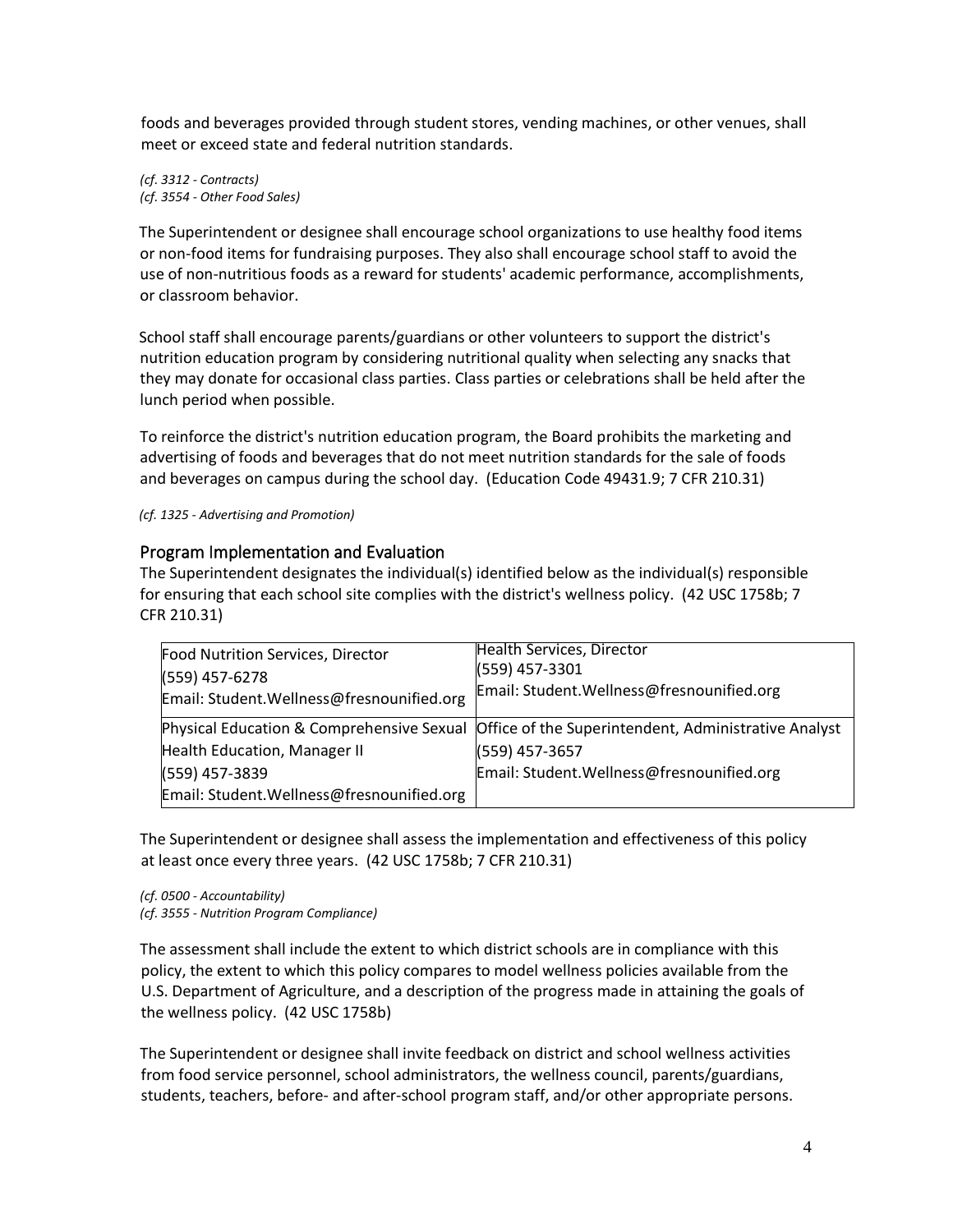foods and beverages provided through student stores, vending machines, or other venues, shall meet or exceed state and federal nutrition standards.

*(cf. 3312 - Contracts)*
*(cf. 3554 - Other Food Sales)*

The Superintendent or designee shall encourage school organizations to use healthy food items or non-food items for fundraising purposes. They also shall encourage school staff to avoid the use of non-nutritious foods as a reward for students' academic performance, accomplishments, or classroom behavior.

School staff shall encourage parents/guardians or other volunteers to support the district's nutrition education program by considering nutritional quality when selecting any snacks that they may donate for occasional class parties. Class parties or celebrations shall be held after the lunch period when possible.

To reinforce the district's nutrition education program, the Board prohibits the marketing and advertising of foods and beverages that do not meet nutrition standards for the sale of foods and beverages on campus during the school day. (Education Code 49431.9; 7 CFR 210.31)

*(cf. 1325 - Advertising and Promotion)*

## Program Implementation and Evaluation

The Superintendent designates the individual(s) identified below as the individual(s) responsible for ensuring that each school site complies with the district's wellness policy. (42 USC 1758b; 7 CFR 210.31)

| | |
|---|---|
| Food Nutrition Services, Director<br>(559) 457-6278<br>Email: Student.Wellness@fresnounified.org | Health Services, Director<br>(559) 457-3301<br>Email: Student.Wellness@fresnounified.org |
| Physical Education & Comprehensive Sexual Health Education, Manager II<br>(559) 457-3839<br>Email: Student.Wellness@fresnounified.org | Office of the Superintendent, Administrative Analyst<br>(559) 457-3657<br>Email: Student.Wellness@fresnounified.org |

The Superintendent or designee shall assess the implementation and effectiveness of this policy at least once every three years. (42 USC 1758b; 7 CFR 210.31)

*(cf. 0500 - Accountability)*
*(cf. 3555 - Nutrition Program Compliance)*

The assessment shall include the extent to which district schools are in compliance with this policy, the extent to which this policy compares to model wellness policies available from the U.S. Department of Agriculture, and a description of the progress made in attaining the goals of the wellness policy. (42 USC 1758b)

The Superintendent or designee shall invite feedback on district and school wellness activities from food service personnel, school administrators, the wellness council, parents/guardians, students, teachers, before- and after-school program staff, and/or other appropriate persons.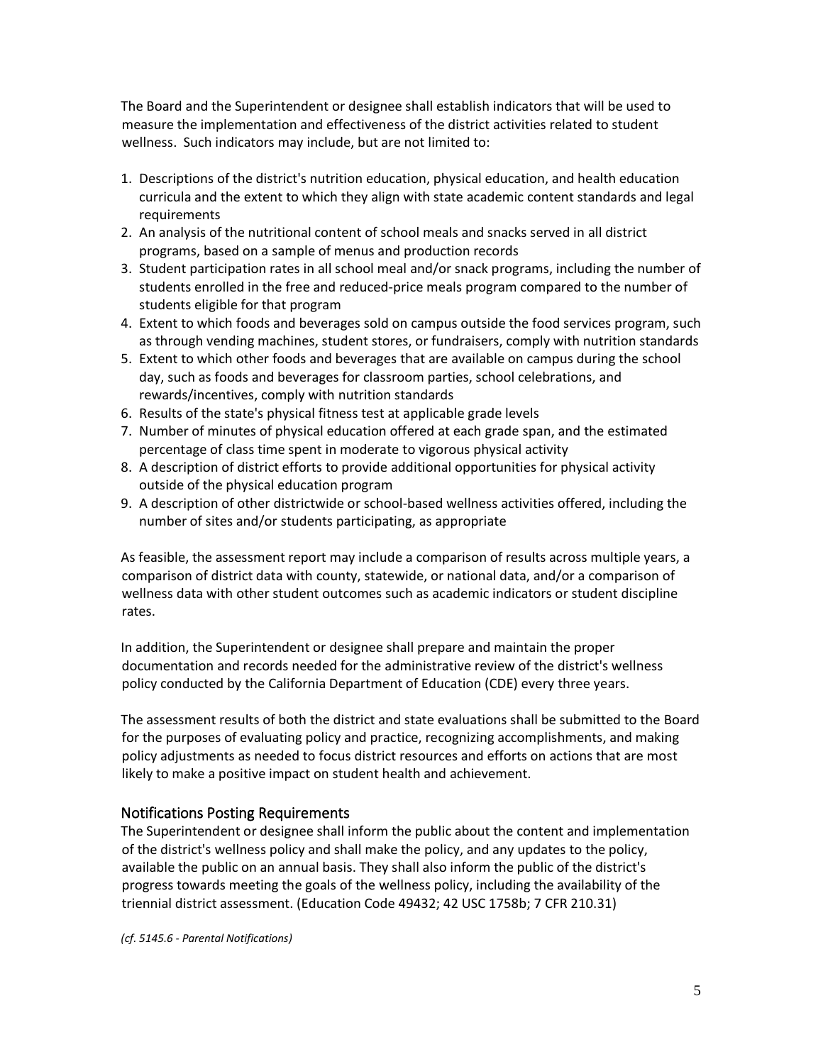The Board and the Superintendent or designee shall establish indicators that will be used to measure the implementation and effectiveness of the district activities related to student wellness. Such indicators may include, but are not limited to:

1. Descriptions of the district's nutrition education, physical education, and health education curricula and the extent to which they align with state academic content standards and legal requirements
2. An analysis of the nutritional content of school meals and snacks served in all district programs, based on a sample of menus and production records
3. Student participation rates in all school meal and/or snack programs, including the number of students enrolled in the free and reduced-price meals program compared to the number of students eligible for that program
4. Extent to which foods and beverages sold on campus outside the food services program, such as through vending machines, student stores, or fundraisers, comply with nutrition standards
5. Extent to which other foods and beverages that are available on campus during the school day, such as foods and beverages for classroom parties, school celebrations, and rewards/incentives, comply with nutrition standards
6. Results of the state's physical fitness test at applicable grade levels
7. Number of minutes of physical education offered at each grade span, and the estimated percentage of class time spent in moderate to vigorous physical activity
8. A description of district efforts to provide additional opportunities for physical activity outside of the physical education program
9. A description of other districtwide or school-based wellness activities offered, including the number of sites and/or students participating, as appropriate

As feasible, the assessment report may include a comparison of results across multiple years, a comparison of district data with county, statewide, or national data, and/or a comparison of wellness data with other student outcomes such as academic indicators or student discipline rates.

In addition, the Superintendent or designee shall prepare and maintain the proper documentation and records needed for the administrative review of the district's wellness policy conducted by the California Department of Education (CDE) every three years.

The assessment results of both the district and state evaluations shall be submitted to the Board for the purposes of evaluating policy and practice, recognizing accomplishments, and making policy adjustments as needed to focus district resources and efforts on actions that are most likely to make a positive impact on student health and achievement.

## Notifications Posting Requirements

The Superintendent or designee shall inform the public about the content and implementation of the district's wellness policy and shall make the policy, and any updates to the policy, available the public on an annual basis. They shall also inform the public of the district's progress towards meeting the goals of the wellness policy, including the availability of the triennial district assessment. (Education Code 49432; 42 USC 1758b; 7 CFR 210.31)

*(cf. 5145.6 - Parental Notifications)*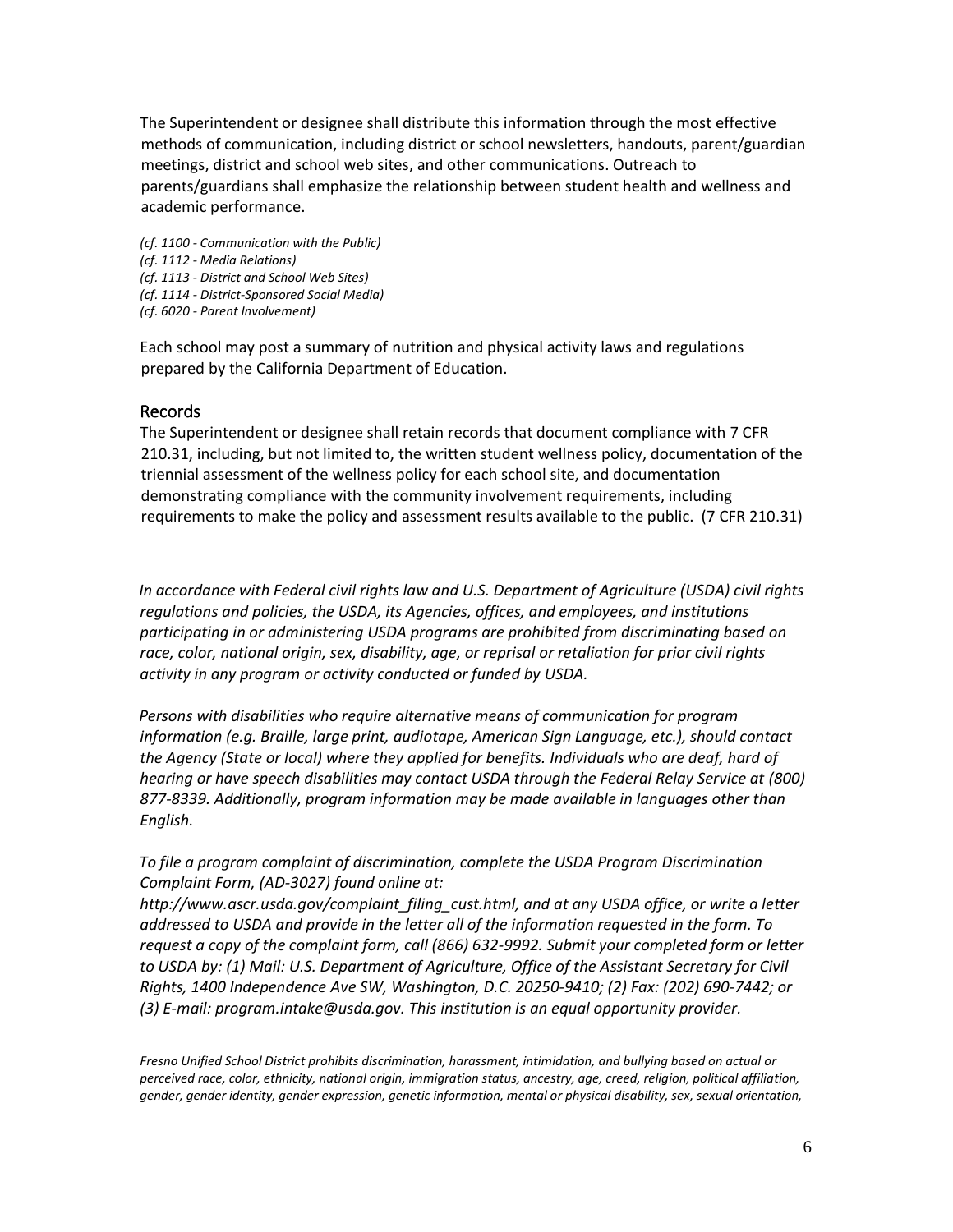The Superintendent or designee shall distribute this information through the most effective methods of communication, including district or school newsletters, handouts, parent/guardian meetings, district and school web sites, and other communications. Outreach to parents/guardians shall emphasize the relationship between student health and wellness and academic performance.

*(cf. 1100 - Communication with the Public)*
*(cf. 1112 - Media Relations)*
*(cf. 1113 - District and School Web Sites)*
*(cf. 1114 - District-Sponsored Social Media)*
*(cf. 6020 - Parent Involvement)*

Each school may post a summary of nutrition and physical activity laws and regulations prepared by the California Department of Education.

## Records

The Superintendent or designee shall retain records that document compliance with 7 CFR 210.31, including, but not limited to, the written student wellness policy, documentation of the triennial assessment of the wellness policy for each school site, and documentation demonstrating compliance with the community involvement requirements, including requirements to make the policy and assessment results available to the public. (7 CFR 210.31)

*In accordance with Federal civil rights law and U.S. Department of Agriculture (USDA) civil rights regulations and policies, the USDA, its Agencies, offices, and employees, and institutions participating in or administering USDA programs are prohibited from discriminating based on race, color, national origin, sex, disability, age, or reprisal or retaliation for prior civil rights activity in any program or activity conducted or funded by USDA.*

*Persons with disabilities who require alternative means of communication for program information (e.g. Braille, large print, audiotape, American Sign Language, etc.), should contact the Agency (State or local) where they applied for benefits. Individuals who are deaf, hard of hearing or have speech disabilities may contact USDA through the Federal Relay Service at (800) 877-8339. Additionally, program information may be made available in languages other than English.*

*To file a program complaint of discrimination, complete the USDA Program Discrimination Complaint Form, (AD-3027) found online at: http://www.ascr.usda.gov/complaint_filing_cust.html, and at any USDA office, or write a letter addressed to USDA and provide in the letter all of the information requested in the form. To request a copy of the complaint form, call (866) 632-9992. Submit your completed form or letter to USDA by: (1) Mail: U.S. Department of Agriculture, Office of the Assistant Secretary for Civil Rights, 1400 Independence Ave SW, Washington, D.C. 20250-9410; (2) Fax: (202) 690-7442; or (3) E-mail: program.intake@usda.gov. This institution is an equal opportunity provider.*

*Fresno Unified School District prohibits discrimination, harassment, intimidation, and bullying based on actual or perceived race, color, ethnicity, national origin, immigration status, ancestry, age, creed, religion, political affiliation, gender, gender identity, gender expression, genetic information, mental or physical disability, sex, sexual orientation,*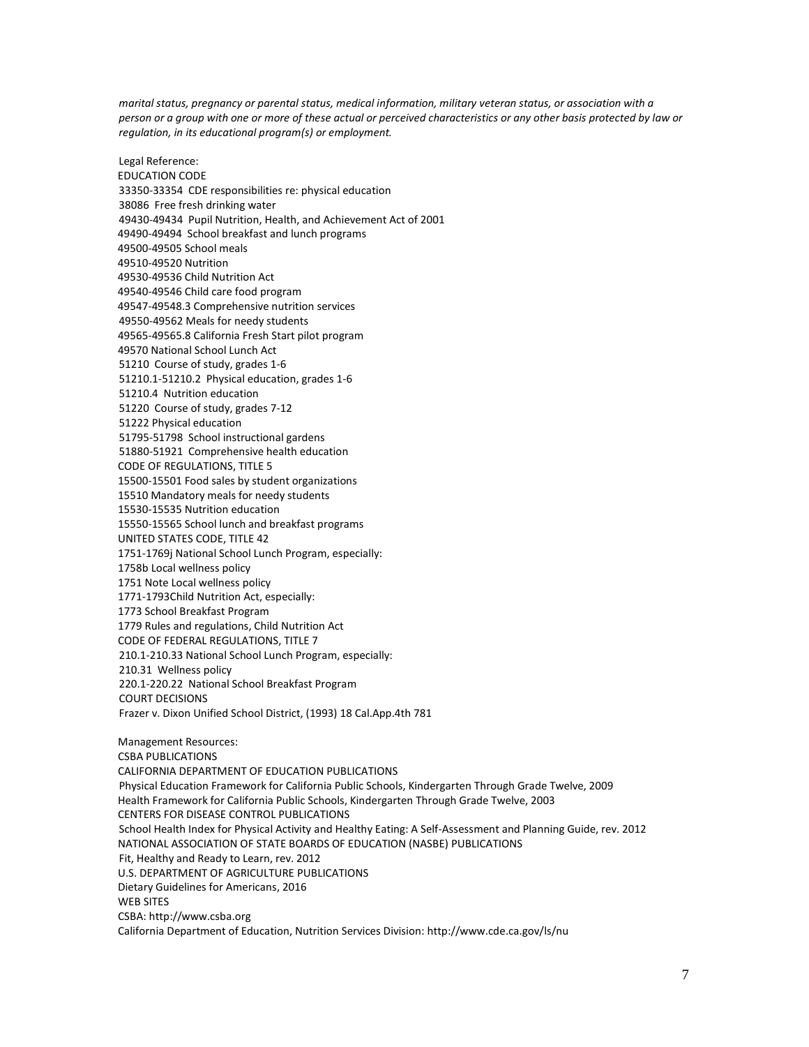*marital status, pregnancy or parental status, medical information, military veteran status, or association with a person or a group with one or more of these actual or perceived characteristics or any other basis protected by law or regulation, in its educational program(s) or employment.*

Legal Reference:
EDUCATION CODE
33350-33354 CDE responsibilities re: physical education
38086 Free fresh drinking water
49430-49434 Pupil Nutrition, Health, and Achievement Act of 2001
49490-49494 School breakfast and lunch programs
49500-49505 School meals
49510-49520 Nutrition
49530-49536 Child Nutrition Act
49540-49546 Child care food program
49547-49548.3 Comprehensive nutrition services
49550-49562 Meals for needy students
49565-49565.8 California Fresh Start pilot program
49570 National School Lunch Act
51210 Course of study, grades 1-6
51210.1-51210.2 Physical education, grades 1-6
51210.4 Nutrition education
51220 Course of study, grades 7-12
51222 Physical education
51795-51798 School instructional gardens
51880-51921 Comprehensive health education
CODE OF REGULATIONS, TITLE 5
15500-15501 Food sales by student organizations
15510 Mandatory meals for needy students
15530-15535 Nutrition education
15550-15565 School lunch and breakfast programs
UNITED STATES CODE, TITLE 42
1751-1769j National School Lunch Program, especially:
1758b Local wellness policy
1751 Note Local wellness policy
1771-1793Child Nutrition Act, especially:
1773 School Breakfast Program
1779 Rules and regulations, Child Nutrition Act
CODE OF FEDERAL REGULATIONS, TITLE 7
210.1-210.33 National School Lunch Program, especially:
210.31 Wellness policy
220.1-220.22 National School Breakfast Program
COURT DECISIONS
Frazer v. Dixon Unified School District, (1993) 18 Cal.App.4th 781

Management Resources:
CSBA PUBLICATIONS
CALIFORNIA DEPARTMENT OF EDUCATION PUBLICATIONS
Physical Education Framework for California Public Schools, Kindergarten Through Grade Twelve, 2009
Health Framework for California Public Schools, Kindergarten Through Grade Twelve, 2003
CENTERS FOR DISEASE CONTROL PUBLICATIONS
School Health Index for Physical Activity and Healthy Eating: A Self-Assessment and Planning Guide, rev. 2012
NATIONAL ASSOCIATION OF STATE BOARDS OF EDUCATION (NASBE) PUBLICATIONS
Fit, Healthy and Ready to Learn, rev. 2012
U.S. DEPARTMENT OF AGRICULTURE PUBLICATIONS
Dietary Guidelines for Americans, 2016
WEB SITES
CSBA: http://www.csba.org
California Department of Education, Nutrition Services Division: http://www.cde.ca.gov/ls/nu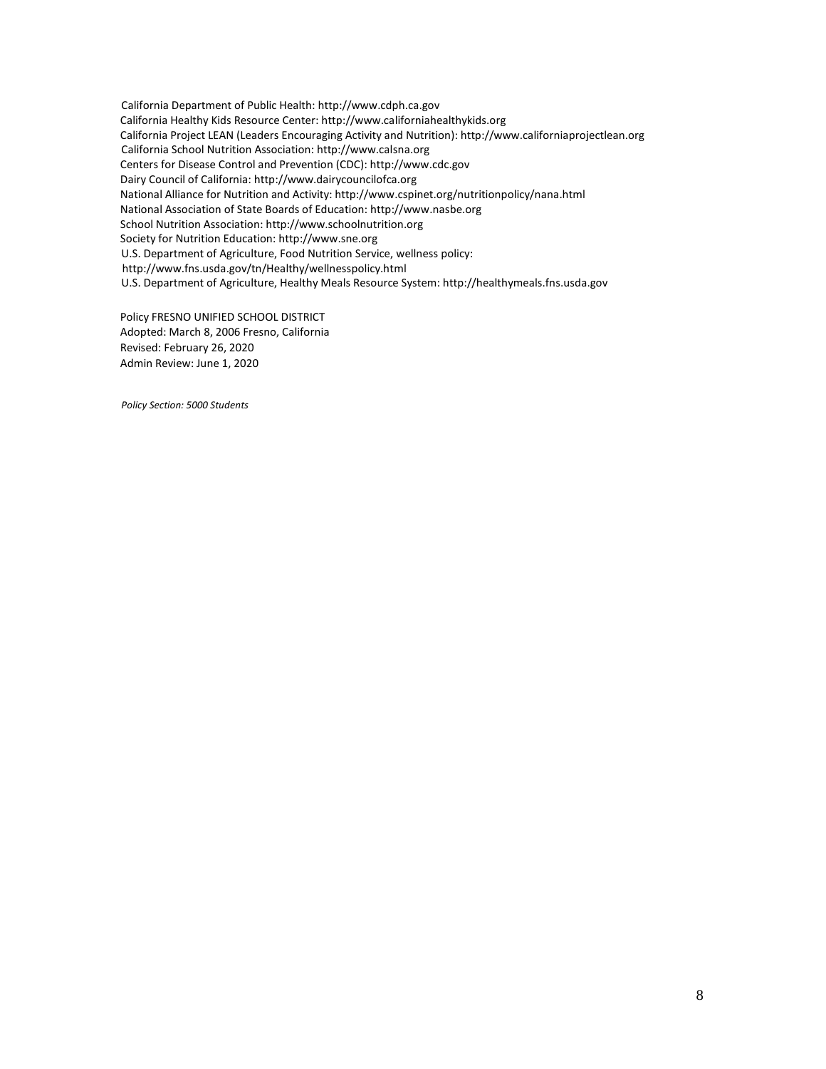California Department of Public Health: http://www.cdph.ca.gov
California Healthy Kids Resource Center: http://www.californiahealthykids.org
California Project LEAN (Leaders Encouraging Activity and Nutrition): http://www.californiaprojectlean.org
California School Nutrition Association: http://www.calsna.org
Centers for Disease Control and Prevention (CDC): http://www.cdc.gov
Dairy Council of California: http://www.dairycouncilofca.org
National Alliance for Nutrition and Activity: http://www.cspinet.org/nutritionpolicy/nana.html
National Association of State Boards of Education: http://www.nasbe.org
School Nutrition Association: http://www.schoolnutrition.org
Society for Nutrition Education: http://www.sne.org
U.S. Department of Agriculture, Food Nutrition Service, wellness policy:
http://www.fns.usda.gov/tn/Healthy/wellnesspolicy.html
U.S. Department of Agriculture, Healthy Meals Resource System: http://healthymeals.fns.usda.gov

Policy FRESNO UNIFIED SCHOOL DISTRICT
Adopted: March 8, 2006 Fresno, California
Revised: February 26, 2020
Admin Review: June 1, 2020

*Policy Section: 5000 Students*